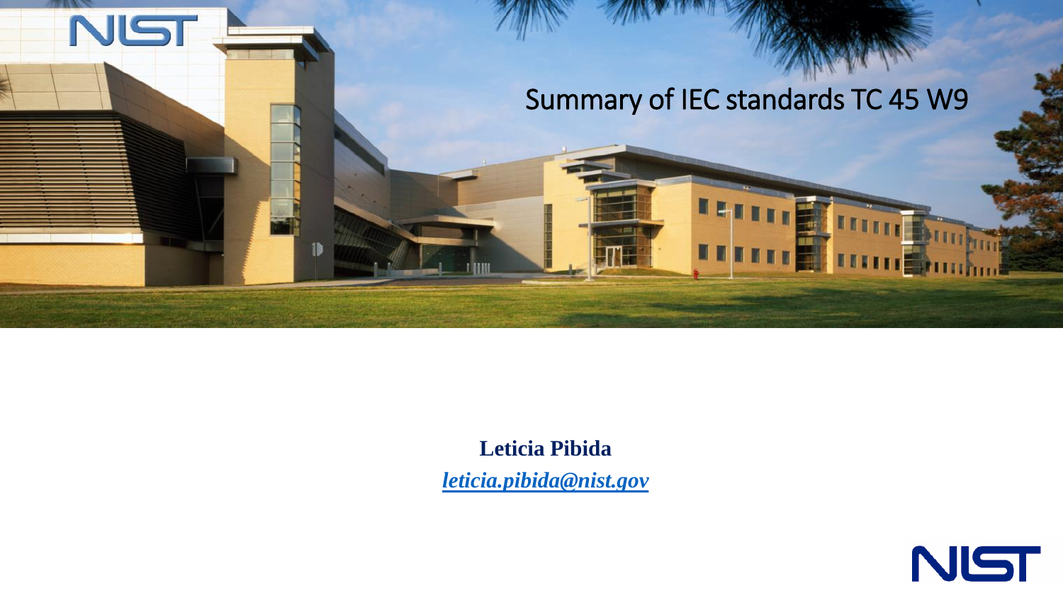# Summary of IEC standards TC 45 W9

**Leticia Pibida**

*[leticia.pibida@nist.gov](mailto:leticia.pibida@nist.gov)*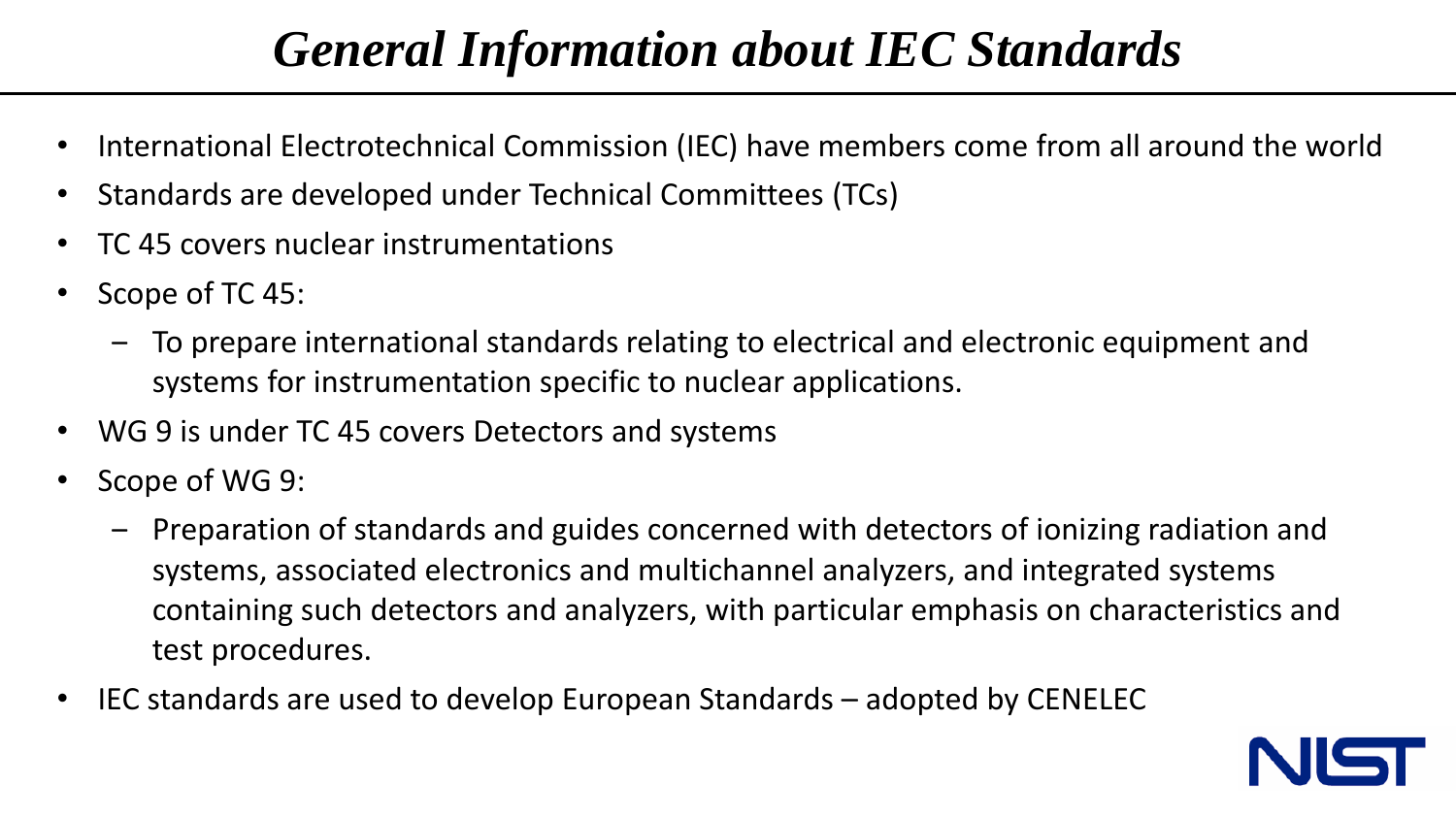# *General Information about IEC Standards*

- International Electrotechnical Commission (IEC) have members come from all around the world
- Standards are developed under Technical Committees (TCs)
- TC 45 covers nuclear instrumentations
- Scope of TC 45:
  - To prepare international standards relating to electrical and electronic equipment and systems for instrumentation specific to nuclear applications.
- WG 9 is under TC 45 covers Detectors and systems
- Scope of WG 9:
  - Preparation of standards and guides concerned with detectors of ionizing radiation and systems, associated electronics and multichannel analyzers, and integrated systems containing such detectors and analyzers, with particular emphasis on characteristics and test procedures.
- IEC standards are used to develop European Standards – adopted by CENELEC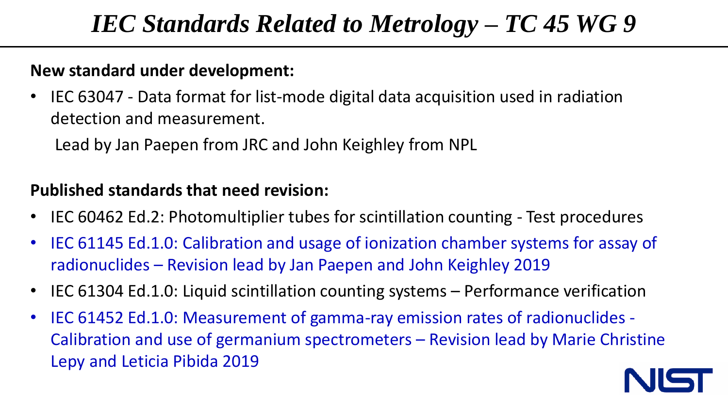# *IEC Standards Related to Metrology – TC 45 WG 9*

**New standard under development:**

- IEC 63047 - Data format for list-mode digital data acquisition used in radiation detection and measurement.

  Lead by Jan Paepen from JRC and John Keighley from NPL

**Published standards that need revision:**

- IEC 60462 Ed.2: Photomultiplier tubes for scintillation counting - Test procedures
- IEC 61145 Ed.1.0: Calibration and usage of ionization chamber systems for assay of radionuclides – Revision lead by Jan Paepen and John Keighley 2019
- IEC 61304 Ed.1.0: Liquid scintillation counting systems – Performance verification
- IEC 61452 Ed.1.0: Measurement of gamma-ray emission rates of radionuclides - Calibration and use of germanium spectrometers – Revision lead by Marie Christine Lepy and Leticia Pibida 2019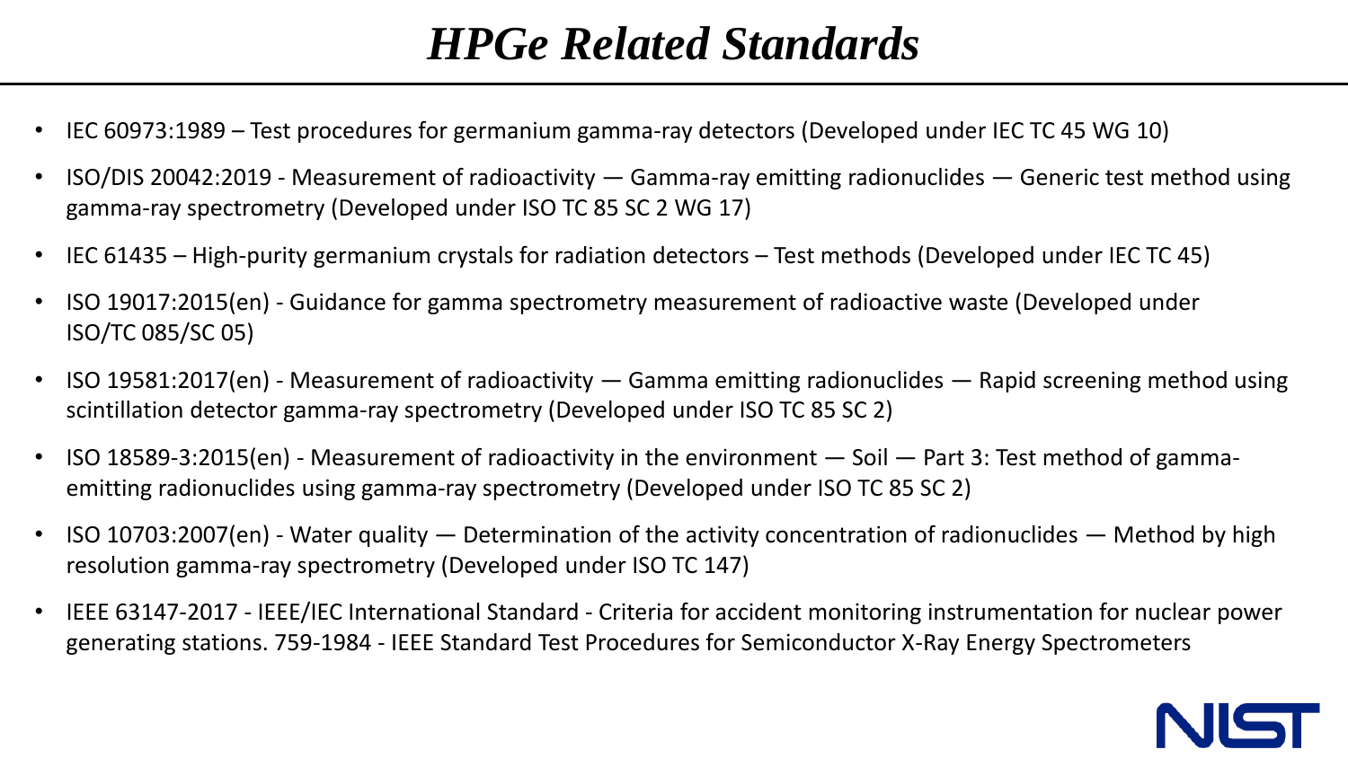# *HPGe Related Standards*

- IEC 60973:1989 – Test procedures for germanium gamma-ray detectors (Developed under IEC TC 45 WG 10)
- ISO/DIS 20042:2019 - Measurement of radioactivity — Gamma-ray emitting radionuclides — Generic test method using gamma-ray spectrometry (Developed under ISO TC 85 SC 2 WG 17)
- IEC 61435 – High-purity germanium crystals for radiation detectors – Test methods (Developed under IEC TC 45)
- ISO 19017:2015(en) - Guidance for gamma spectrometry measurement of radioactive waste (Developed under ISO/TC 085/SC 05)
- ISO 19581:2017(en) - Measurement of radioactivity — Gamma emitting radionuclides — Rapid screening method using scintillation detector gamma-ray spectrometry (Developed under ISO TC 85 SC 2)
- ISO 18589-3:2015(en) - Measurement of radioactivity in the environment — Soil — Part 3: Test method of gamma-emitting radionuclides using gamma-ray spectrometry (Developed under ISO TC 85 SC 2)
- ISO 10703:2007(en) - Water quality — Determination of the activity concentration of radionuclides — Method by high resolution gamma-ray spectrometry (Developed under ISO TC 147)
- IEEE 63147-2017 - IEEE/IEC International Standard - Criteria for accident monitoring instrumentation for nuclear power generating stations. 759-1984 - IEEE Standard Test Procedures for Semiconductor X-Ray Energy Spectrometers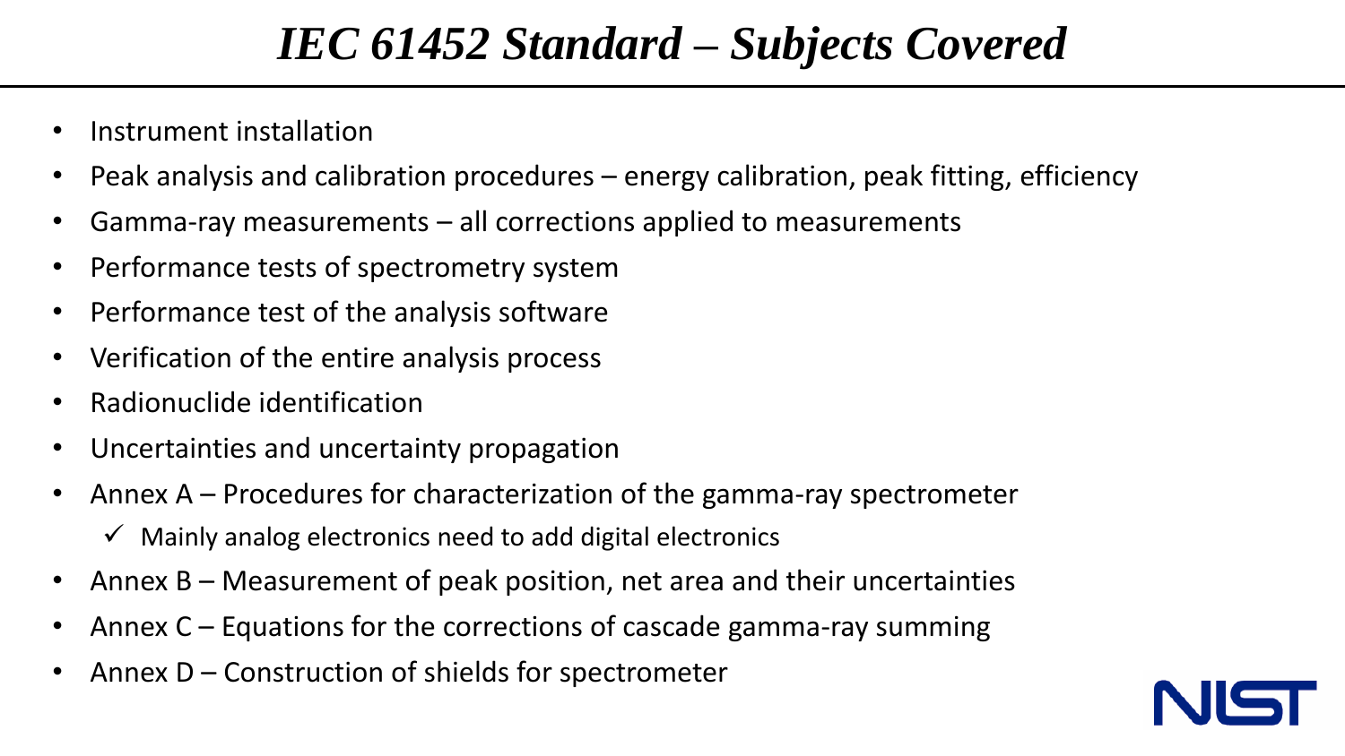# *IEC 61452 Standard – Subjects Covered*

- Instrument installation
- Peak analysis and calibration procedures – energy calibration, peak fitting, efficiency
- Gamma-ray measurements – all corrections applied to measurements
- Performance tests of spectrometry system
- Performance test of the analysis software
- Verification of the entire analysis process
- Radionuclide identification
- Uncertainties and uncertainty propagation
- Annex A – Procedures for characterization of the gamma-ray spectrometer
  - ✓ Mainly analog electronics need to add digital electronics
- Annex B – Measurement of peak position, net area and their uncertainties
- Annex C – Equations for the corrections of cascade gamma-ray summing
- Annex D – Construction of shields for spectrometer

NIST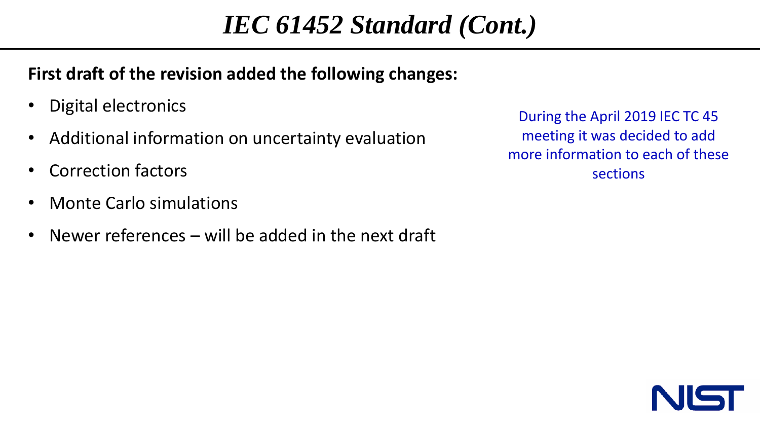# *IEC 61452 Standard (Cont.)*

**First draft of the revision added the following changes:**

- Digital electronics
- Additional information on uncertainty evaluation
- Correction factors
- Monte Carlo simulations
- Newer references – will be added in the next draft

During the April 2019 IEC TC 45 meeting it was decided to add more information to each of these sections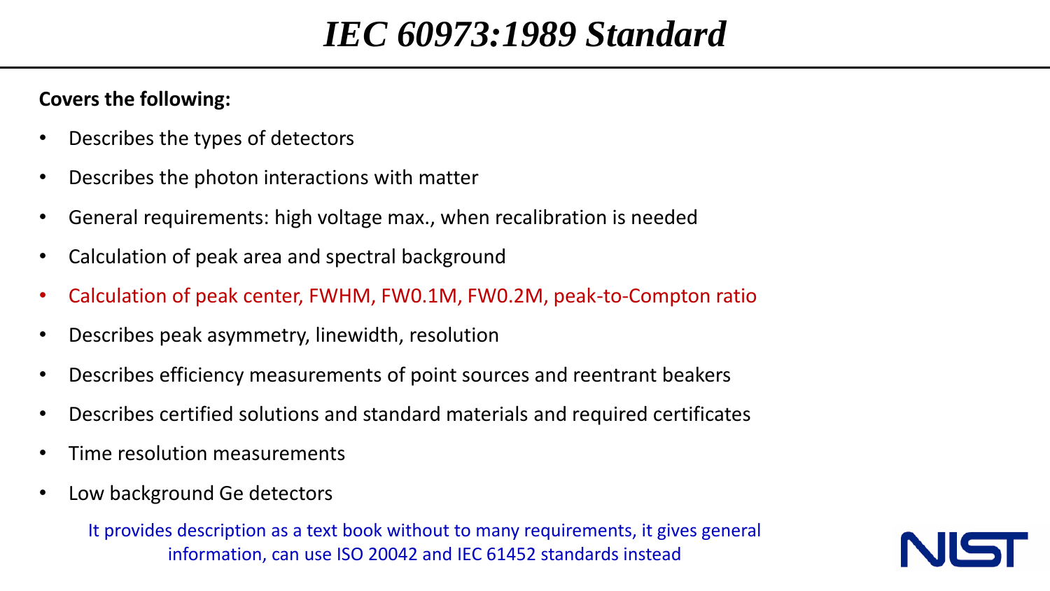# *IEC 60973:1989 Standard*

**Covers the following:**

- Describes the types of detectors
- Describes the photon interactions with matter
- General requirements: high voltage max., when recalibration is needed
- Calculation of peak area and spectral background
- Calculation of peak center, FWHM, FW0.1M, FW0.2M, peak-to-Compton ratio
- Describes peak asymmetry, linewidth, resolution
- Describes efficiency measurements of point sources and reentrant beakers
- Describes certified solutions and standard materials and required certificates
- Time resolution measurements
- Low background Ge detectors

It provides description as a text book without to many requirements, it gives general information, can use ISO 20042 and IEC 61452 standards instead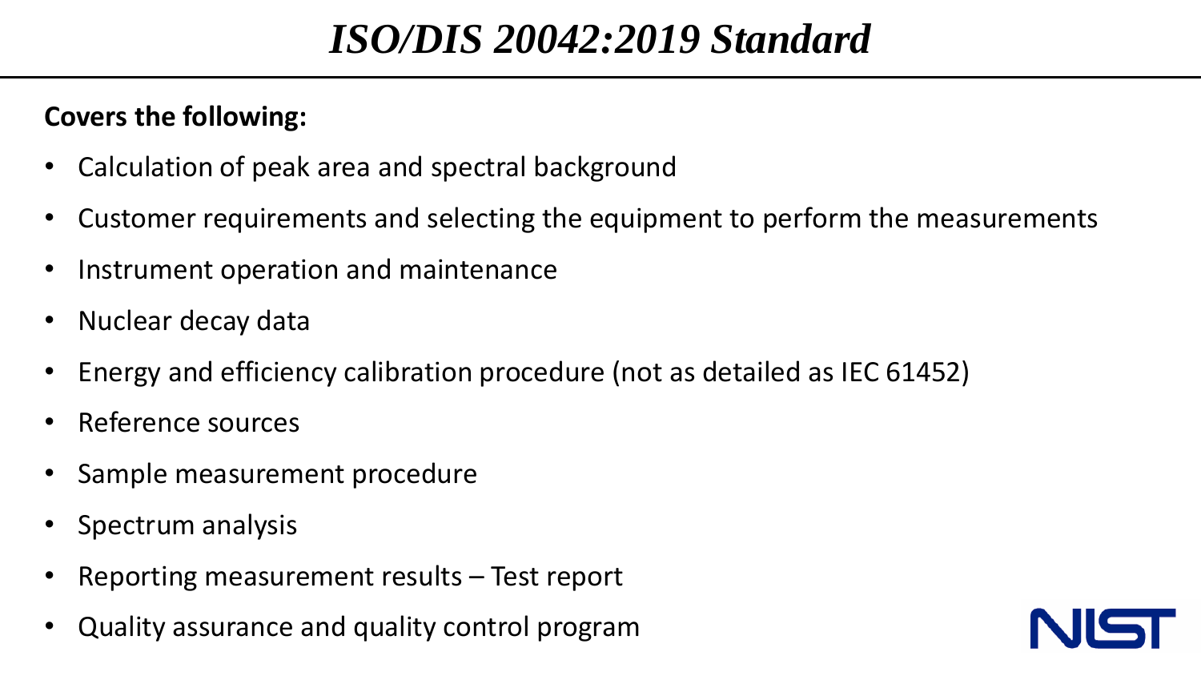# *ISO/DIS 20042:2019 Standard*

**Covers the following:**

- Calculation of peak area and spectral background
- Customer requirements and selecting the equipment to perform the measurements
- Instrument operation and maintenance
- Nuclear decay data
- Energy and efficiency calibration procedure (not as detailed as IEC 61452)
- Reference sources
- Sample measurement procedure
- Spectrum analysis
- Reporting measurement results – Test report
- Quality assurance and quality control program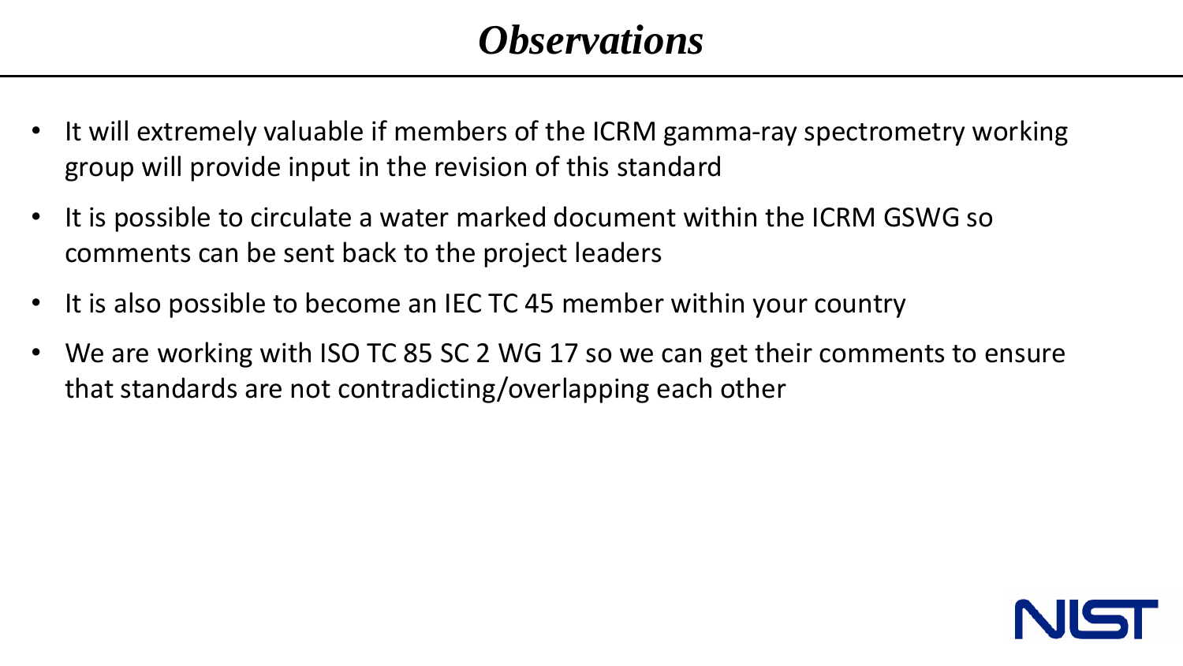# *Observations*

- It will extremely valuable if members of the ICRM gamma-ray spectrometry working group will provide input in the revision of this standard
- It is possible to circulate a water marked document within the ICRM GSWG so comments can be sent back to the project leaders
- It is also possible to become an IEC TC 45 member within your country
- We are working with ISO TC 85 SC 2 WG 17 so we can get their comments to ensure that standards are not contradicting/overlapping each other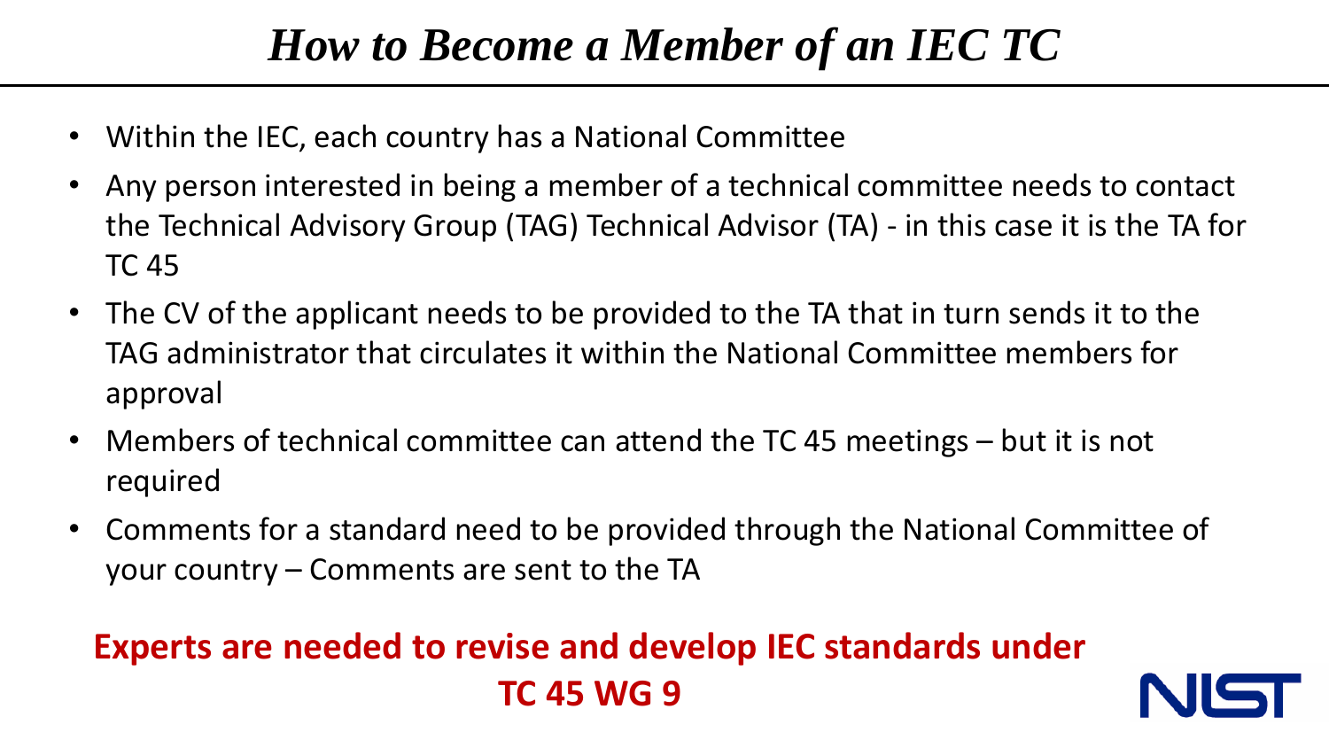# *How to Become a Member of an IEC TC*

- Within the IEC, each country has a National Committee
- Any person interested in being a member of a technical committee needs to contact the Technical Advisory Group (TAG) Technical Advisor (TA) - in this case it is the TA for TC 45
- The CV of the applicant needs to be provided to the TA that in turn sends it to the TAG administrator that circulates it within the National Committee members for approval
- Members of technical committee can attend the TC 45 meetings – but it is not required
- Comments for a standard need to be provided through the National Committee of your country – Comments are sent to the TA

**Experts are needed to revise and develop IEC standards under TC 45 WG 9**

NIST